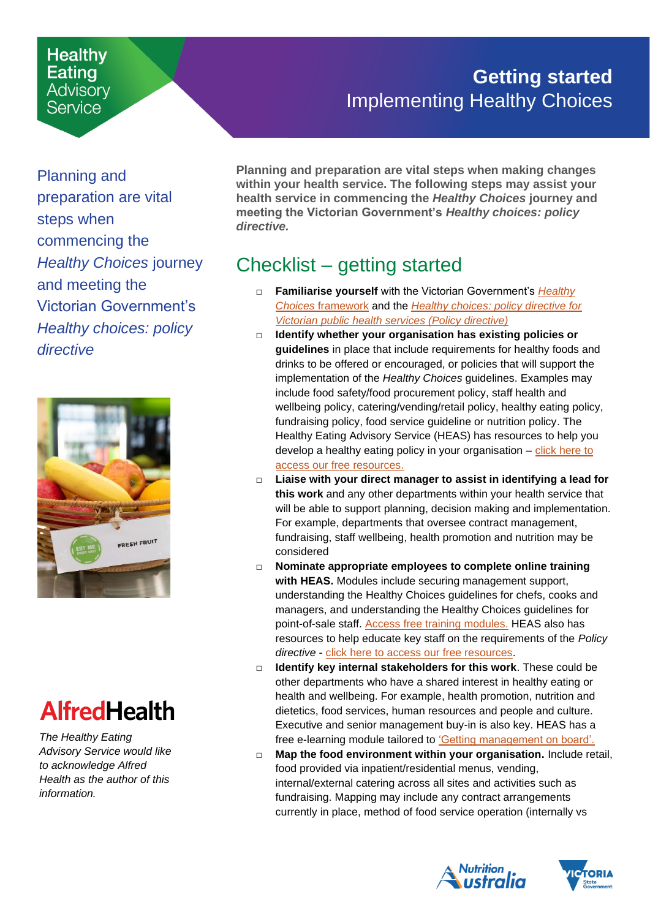Healthy Eating Advisory Service

# Getting started
## Implementing Healthy Choices

Planning and preparation are vital steps when commencing the *Healthy Choices* journey and meeting the Victorian Government's *Healthy choices: policy directive*

**Planning and preparation are vital steps when making changes within your health service. The following steps may assist your health service in commencing the *Healthy Choices* journey and meeting the Victorian Government's *Healthy choices: policy directive.***

## Checklist – getting started

- ☐ **Familiarise yourself** with the Victorian Government's *Healthy Choices* framework and the *Healthy choices: policy directive for Victorian public health services (Policy directive)*
- ☐ **Identify whether your organisation has existing policies or guidelines** in place that include requirements for healthy foods and drinks to be offered or encouraged, or policies that will support the implementation of the *Healthy Choices* guidelines. Examples may include food safety/food procurement policy, staff health and wellbeing policy, catering/vending/retail policy, healthy eating policy, fundraising policy, food service guideline or nutrition policy. The Healthy Eating Advisory Service (HEAS) has resources to help you develop a healthy eating policy in your organisation – click here to access our free resources.
- ☐ **Liaise with your direct manager to assist in identifying a lead for this work** and any other departments within your health service that will be able to support planning, decision making and implementation. For example, departments that oversee contract management, fundraising, staff wellbeing, health promotion and nutrition may be considered
- ☐ **Nominate appropriate employees to complete online training with HEAS.** Modules include securing management support, understanding the Healthy Choices guidelines for chefs, cooks and managers, and understanding the Healthy Choices guidelines for point-of-sale staff. Access free training modules. HEAS also has resources to help educate key staff on the requirements of the *Policy directive* - click here to access our free resources.
- ☐ **Identify key internal stakeholders for this work**. These could be other departments who have a shared interest in healthy eating or health and wellbeing. For example, health promotion, nutrition and dietetics, food services, human resources and people and culture. Executive and senior management buy-in is also key. HEAS has a free e-learning module tailored to 'Getting management on board'.
- ☐ **Map the food environment within your organisation.** Include retail, food provided via inpatient/residential menus, vending, internal/external catering across all sites and activities such as fundraising. Mapping may include any contract arrangements currently in place, method of food service operation (internally vs

AlfredHealth

*The Healthy Eating Advisory Service would like to acknowledge Alfred Health as the author of this information.*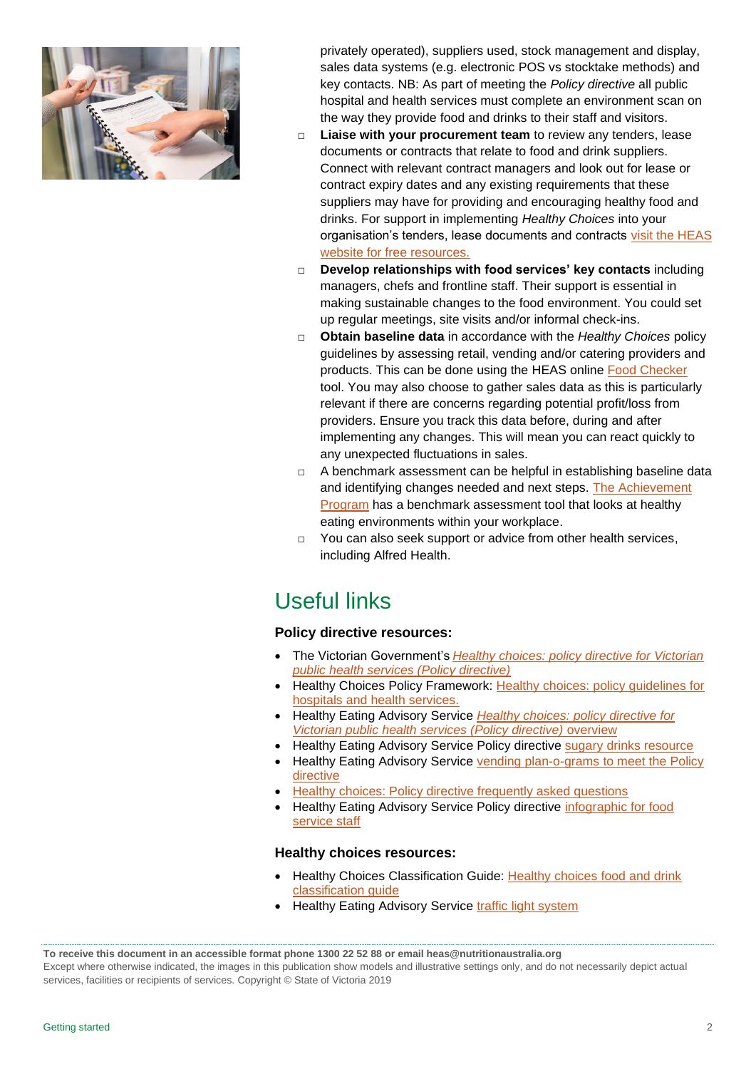privately operated), suppliers used, stock management and display, sales data systems (e.g. electronic POS vs stocktake methods) and key contacts. NB: As part of meeting the *Policy directive* all public hospital and health services must complete an environment scan on the way they provide food and drinks to their staff and visitors.

- **Liaise with your procurement team** to review any tenders, lease documents or contracts that relate to food and drink suppliers. Connect with relevant contract managers and look out for lease or contract expiry dates and any existing requirements that these suppliers may have for providing and encouraging healthy food and drinks. For support in implementing *Healthy Choices* into your organisation's tenders, lease documents and contracts visit the HEAS website for free resources.
- **Develop relationships with food services' key contacts** including managers, chefs and frontline staff. Their support is essential in making sustainable changes to the food environment. You could set up regular meetings, site visits and/or informal check-ins.
- **Obtain baseline data** in accordance with the *Healthy Choices* policy guidelines by assessing retail, vending and/or catering providers and products. This can be done using the HEAS online Food Checker tool. You may also choose to gather sales data as this is particularly relevant if there are concerns regarding potential profit/loss from providers. Ensure you track this data before, during and after implementing any changes. This will mean you can react quickly to any unexpected fluctuations in sales.
- A benchmark assessment can be helpful in establishing baseline data and identifying changes needed and next steps. The Achievement Program has a benchmark assessment tool that looks at healthy eating environments within your workplace.
- You can also seek support or advice from other health services, including Alfred Health.

## Useful links

### Policy directive resources:

- The Victorian Government's *Healthy choices: policy directive for Victorian public health services (Policy directive)*
- Healthy Choices Policy Framework: Healthy choices: policy guidelines for hospitals and health services.
- Healthy Eating Advisory Service *Healthy choices: policy directive for Victorian public health services (Policy directive)* overview
- Healthy Eating Advisory Service Policy directive sugary drinks resource
- Healthy Eating Advisory Service vending plan-o-grams to meet the Policy directive
- Healthy choices: Policy directive frequently asked questions
- Healthy Eating Advisory Service Policy directive infographic for food service staff

### Healthy choices resources:

- Healthy Choices Classification Guide: Healthy choices food and drink classification guide
- Healthy Eating Advisory Service traffic light system

**To receive this document in an accessible format phone 1300 22 52 88 or email heas@nutritionaustralia.org**

Except where otherwise indicated, the images in this publication show models and illustrative settings only, and do not necessarily depict actual services, facilities or recipients of services. Copyright © State of Victoria 2019